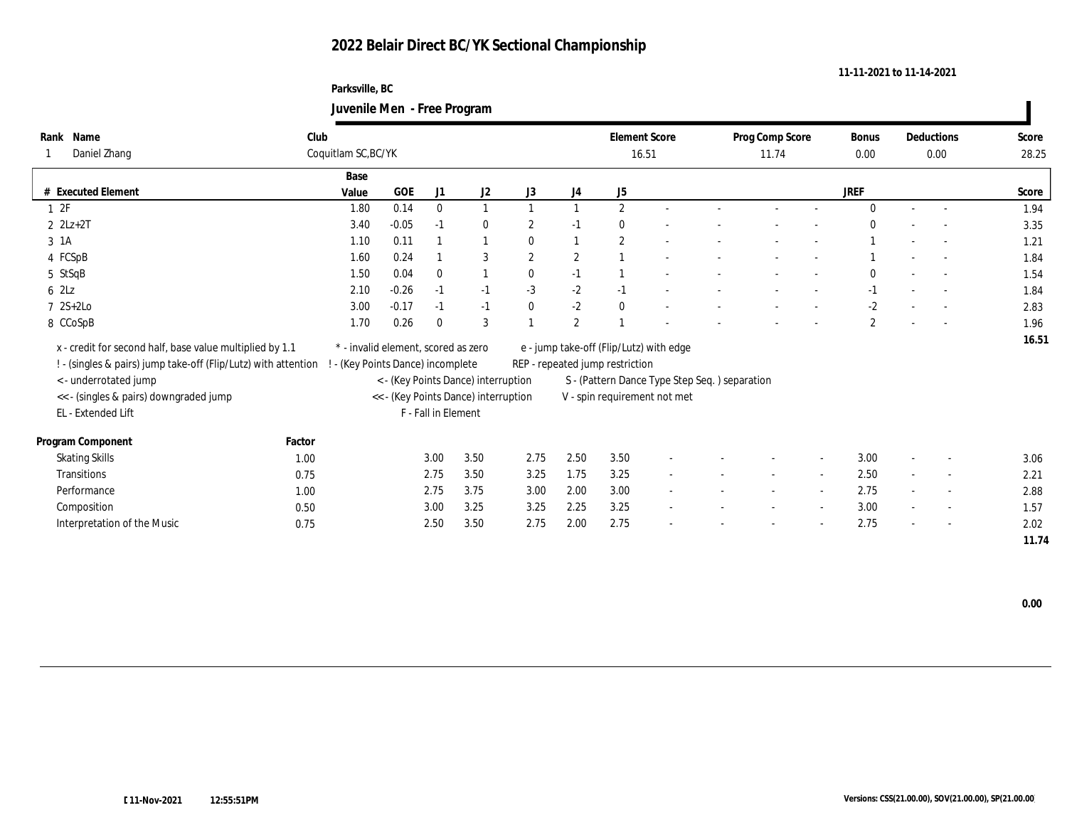# 2022 Belair Direct BC/YK Sectional Championship

11-11-2021 to 11-14-2021

Parksville, BC

## Juvenile Men - Free Program

| Rank | Name | Club | Element Score | Prog Comp Score | Bonus | Deductions | Score |
|---|---|---|---|---|---|---|---|
| 1 | Daniel Zhang | Coquitlam SC,BC/YK | 16.51 | 11.74 | 0.00 | 0.00 | 28.25 |

| # | Executed Element | Base Value | GOE | J1 | J2 | J3 | J4 | J5 | | | | | | JREF | | | Score |
|---|---|---|---|---|---|---|---|---|---|---|---|---|---|---|---|---|---|
| 1 | 2F | 1.80 | 0.14 | 0 | 1 | 1 | 1 | 2 | - | - | - | - | - | 0 | - | - | 1.94 |
| 2 | 2Lz+2T | 3.40 | -0.05 | -1 | 0 | 2 | -1 | 0 | - | - | - | - | - | 0 | - | - | 3.35 |
| 3 | 1A | 1.10 | 0.11 | 1 | 1 | 0 | 1 | 2 | - | - | - | - | - | 1 | - | - | 1.21 |
| 4 | FCSpB | 1.60 | 0.24 | 1 | 3 | 2 | 2 | 1 | - | - | - | - | - | 1 | - | - | 1.84 |
| 5 | StSqB | 1.50 | 0.04 | 0 | 1 | 0 | -1 | 1 | - | - | - | - | - | 0 | - | - | 1.54 |
| 6 | 2Lz | 2.10 | -0.26 | -1 | -1 | -3 | -2 | -1 | - | - | - | - | - | -1 | - | - | 1.84 |
| 7 | 2S+2Lo | 3.00 | -0.17 | -1 | -1 | 0 | -2 | 0 | - | - | - | - | - | -2 | - | - | 2.83 |
| 8 | CCoSpB | 1.70 | 0.26 | 0 | 3 | 1 | 2 | 1 | - | - | - | - | - | 2 | - | - | 1.96 |
| | | | | | | | | | | | | | | | | | 16.51 |

x - credit for second half, base value multiplied by 1.1
! - (singles & pairs) jump take-off (Flip/Lutz) with attention
< - underrotated jump
<< - (singles & pairs) downgraded jump
EL - Extended Lift
\* - invalid element, scored as zero
! - (Key Points Dance) incomplete
< - (Key Points Dance) interruption
<< - (Key Points Dance) interruption
F - Fall in Element
e - jump take-off (Flip/Lutz) with edge
REP - repeated jump restriction
S - (Pattern Dance Type Step Seq. ) separation
V - spin requirement not met

| Program Component | Factor | J1 | J2 | J3 | J4 | J5 | | | | | | JREF | | | Score |
|---|---|---|---|---|---|---|---|---|---|---|---|---|---|---|---|
| Skating Skills | 1.00 | 3.00 | 3.50 | 2.75 | 2.50 | 3.50 | - | - | - | - | - | 3.00 | - | - | 3.06 |
| Transitions | 0.75 | 2.75 | 3.50 | 3.25 | 1.75 | 3.25 | - | - | - | - | - | 2.50 | - | - | 2.21 |
| Performance | 1.00 | 2.75 | 3.75 | 3.00 | 2.00 | 3.00 | - | - | - | - | - | 2.75 | - | - | 2.88 |
| Composition | 0.50 | 3.00 | 3.25 | 3.25 | 2.25 | 3.25 | - | - | - | - | - | 3.00 | - | - | 1.57 |
| Interpretation of the Music | 0.75 | 2.50 | 3.50 | 2.75 | 2.00 | 2.75 | - | - | - | - | - | 2.75 | - | - | 2.02 |
| | | | | | | | | | | | | | | | 11.74 |

0.00

11-Nov-2021 12:55:51PM

Versions: CSS(21.00.00), SOV(21.00.00), SP(21.00.00)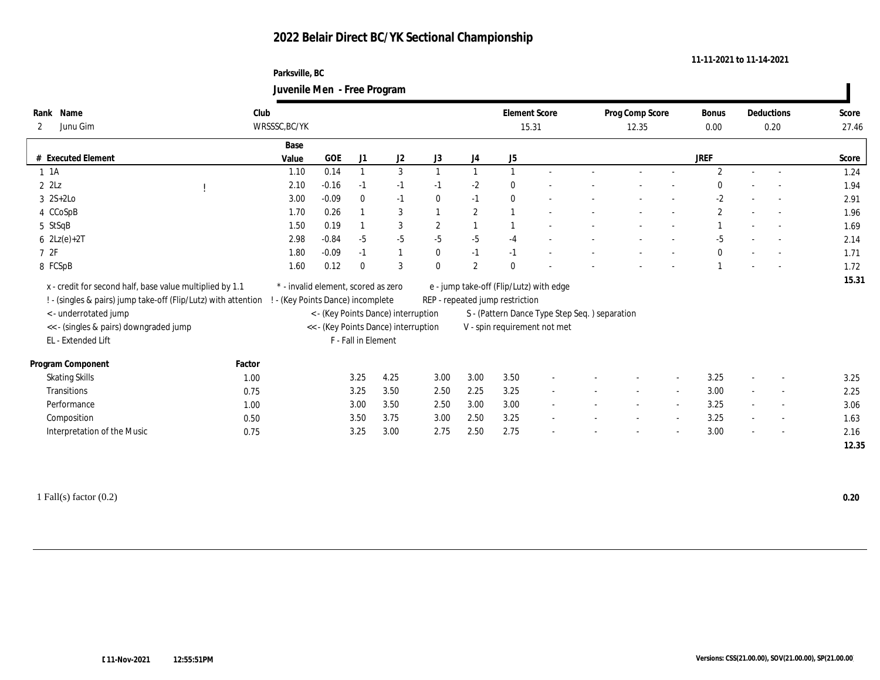# 2022 Belair Direct BC/YK Sectional Championship

11-11-2021 to 11-14-2021

Parksville, BC

**Juvenile Men - Free Program**

| Rank | Name | Club | Element Score | Prog Comp Score | Bonus | Deductions | Score |
|---|---|---|---|---|---|---|---|
| 2 | Junu Gim | WRSSSC,BC/YK | 15.31 | 12.35 | 0.00 | 0.20 | 27.46 |

| # | Executed Element | | Base Value | GOE | J1 | J2 | J3 | J4 | J5 | | | | | | JREF | | | Score |
|---|---|---|---|---|---|---|---|---|---|---|---|---|---|---|---|---|---|---|
| 1 | 1A | | 1.10 | 0.14 | 1 | 3 | 1 | 1 | 1 | - | - | - | - | - | 2 | - | - | 1.24 |
| 2 | 2Lz | ! | 2.10 | -0.16 | -1 | -1 | -1 | -2 | 0 | - | - | - | - | - | 0 | - | - | 1.94 |
| 3 | 2S+2Lo | | 3.00 | -0.09 | 0 | -1 | 0 | -1 | 0 | - | - | - | - | - | -2 | - | - | 2.91 |
| 4 | CCoSpB | | 1.70 | 0.26 | 1 | 3 | 1 | 2 | 1 | - | - | - | - | - | 2 | - | - | 1.96 |
| 5 | StSqB | | 1.50 | 0.19 | 1 | 3 | 2 | 1 | 1 | - | - | - | - | - | 1 | - | - | 1.69 |
| 6 | 2Lz(e)+2T | | 2.98 | -0.84 | -5 | -5 | -5 | -5 | -4 | - | - | - | - | - | -5 | - | - | 2.14 |
| 7 | 2F | | 1.80 | -0.09 | -1 | 1 | 0 | -1 | -1 | - | - | - | - | - | 0 | - | - | 1.71 |
| 8 | FCSpB | | 1.60 | 0.12 | 0 | 3 | 0 | 2 | 0 | - | - | - | - | - | 1 | - | - | 1.72 |
| | | | | | | | | | | | | | | | | | | 15.31 |

x - credit for second half, base value multiplied by 1.1
! - (singles & pairs) jump take-off (Flip/Lutz) with attention
< - underrotated jump
<< - (singles & pairs) downgraded jump
EL - Extended Lift
* - invalid element, scored as zero
! - (Key Points Dance) incomplete
< - (Key Points Dance) interruption
<< - (Key Points Dance) interruption
F - Fall in Element
e - jump take-off (Flip/Lutz) with edge
REP - repeated jump restriction
S - (Pattern Dance Type Step Seq. ) separation
V - spin requirement not met

| Program Component | Factor | J1 | J2 | J3 | J4 | J5 | | | | | | JREF | | | Score |
|---|---|---|---|---|---|---|---|---|---|---|---|---|---|---|---|
| Skating Skills | 1.00 | 3.25 | 4.25 | 3.00 | 3.00 | 3.50 | - | - | - | - | - | 3.25 | - | - | 3.25 |
| Transitions | 0.75 | 3.25 | 3.50 | 2.50 | 2.25 | 3.25 | - | - | - | - | - | 3.00 | - | - | 2.25 |
| Performance | 1.00 | 3.00 | 3.50 | 2.50 | 3.00 | 3.00 | - | - | - | - | - | 3.25 | - | - | 3.06 |
| Composition | 0.50 | 3.50 | 3.75 | 3.00 | 2.50 | 3.25 | - | - | - | - | - | 3.25 | - | - | 1.63 |
| Interpretation of the Music | 0.75 | 3.25 | 3.00 | 2.75 | 2.50 | 2.75 | - | - | - | - | - | 3.00 | - | - | 2.16 |
| | | | | | | | | | | | | | | | 12.35 |

1 Fall(s) factor (0.2) **0.20**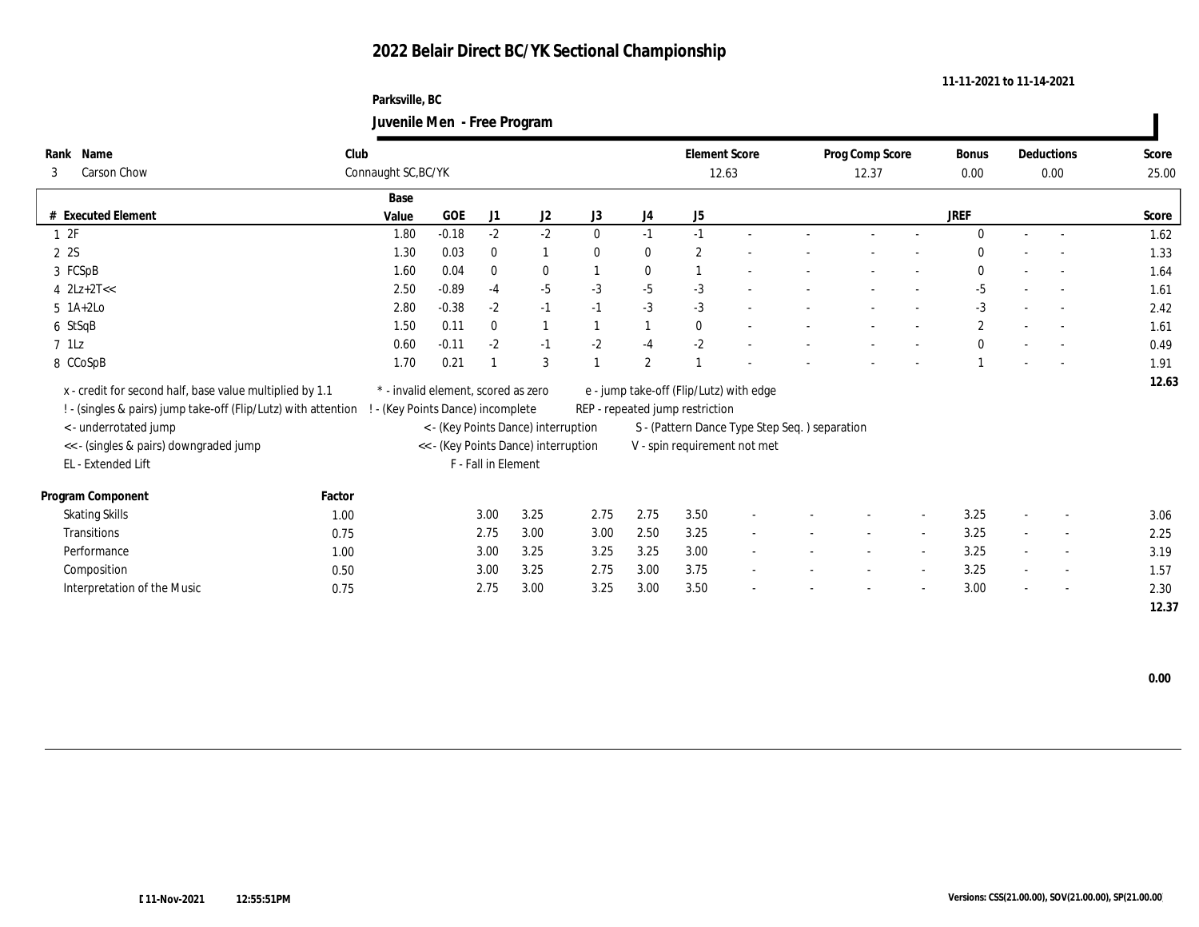# 2022 Belair Direct BC/YK Sectional Championship

11-11-2021 to 11-14-2021

Parksville, BC

**Juvenile Men - Free Program**

| Rank | Name | Club | Element Score | Prog Comp Score | Bonus | Deductions | Score |
|---|---|---|---|---|---|---|---|
| 3 | Carson Chow | Connaught SC,BC/YK | 12.63 | 12.37 | 0.00 | 0.00 | 25.00 |

| # | Executed Element | Base Value | GOE | J1 | J2 | J3 | J4 | J5 | | | | | | JREF | | | Score |
|---|---|---|---|---|---|---|---|---|---|---|---|---|---|---|---|---|---|
| 1 | 2F | 1.80 | -0.18 | -2 | -2 | 0 | -1 | -1 | - | - | - | - | - | 0 | - | - | 1.62 |
| 2 | 2S | 1.30 | 0.03 | 0 | 1 | 0 | 0 | 2 | - | - | - | - | - | 0 | - | - | 1.33 |
| 3 | FCSpB | 1.60 | 0.04 | 0 | 0 | 1 | 0 | 1 | - | - | - | - | - | 0 | - | - | 1.64 |
| 4 | 2Lz+2T<< | 2.50 | -0.89 | -4 | -5 | -3 | -5 | -3 | - | - | - | - | - | -5 | - | - | 1.61 |
| 5 | 1A+2Lo | 2.80 | -0.38 | -2 | -1 | -1 | -3 | -3 | - | - | - | - | - | -3 | - | - | 2.42 |
| 6 | StSqB | 1.50 | 0.11 | 0 | 1 | 1 | 1 | 0 | - | - | - | - | - | 2 | - | - | 1.61 |
| 7 | 1Lz | 0.60 | -0.11 | -2 | -1 | -2 | -4 | -2 | - | - | - | - | - | 0 | - | - | 0.49 |
| 8 | CCoSpB | 1.70 | 0.21 | 1 | 3 | 1 | 2 | 1 | - | - | - | - | - | 1 | - | - | 1.91 |
| | | | | | | | | | | | | | | | | | 12.63 |

x - credit for second half, base value multiplied by 1.1
! - (singles & pairs) jump take-off (Flip/Lutz) with attention
< - underrotated jump
<< - (singles & pairs) downgraded jump
EL - Extended Lift
\* - invalid element, scored as zero
! - (Key Points Dance) incomplete
< - (Key Points Dance) interruption
<< - (Key Points Dance) interruption
F - Fall in Element
e - jump take-off (Flip/Lutz) with edge
REP - repeated jump restriction
S - (Pattern Dance Type Step Seq. ) separation
V - spin requirement not met

| Program Component | Factor | J1 | J2 | J3 | J4 | J5 | | | | | | JREF | | | Score |
|---|---|---|---|---|---|---|---|---|---|---|---|---|---|---|---|
| Skating Skills | 1.00 | 3.00 | 3.25 | 2.75 | 2.75 | 3.50 | - | - | - | - | - | 3.25 | - | - | 3.06 |
| Transitions | 0.75 | 2.75 | 3.00 | 3.00 | 2.50 | 3.25 | - | - | - | - | - | 3.25 | - | - | 2.25 |
| Performance | 1.00 | 3.00 | 3.25 | 3.25 | 3.25 | 3.00 | - | - | - | - | - | 3.25 | - | - | 3.19 |
| Composition | 0.50 | 3.00 | 3.25 | 2.75 | 3.00 | 3.75 | - | - | - | - | - | 3.25 | - | - | 1.57 |
| Interpretation of the Music | 0.75 | 2.75 | 3.00 | 3.25 | 3.00 | 3.50 | - | - | - | - | - | 3.00 | - | - | 2.30 |
| | | | | | | | | | | | | | | | 12.37 |

0.00

[ 11-Nov-2021 12:55:51PM

Versions: CSS(21.00.00), SOV(21.00.00), SP(21.00.00)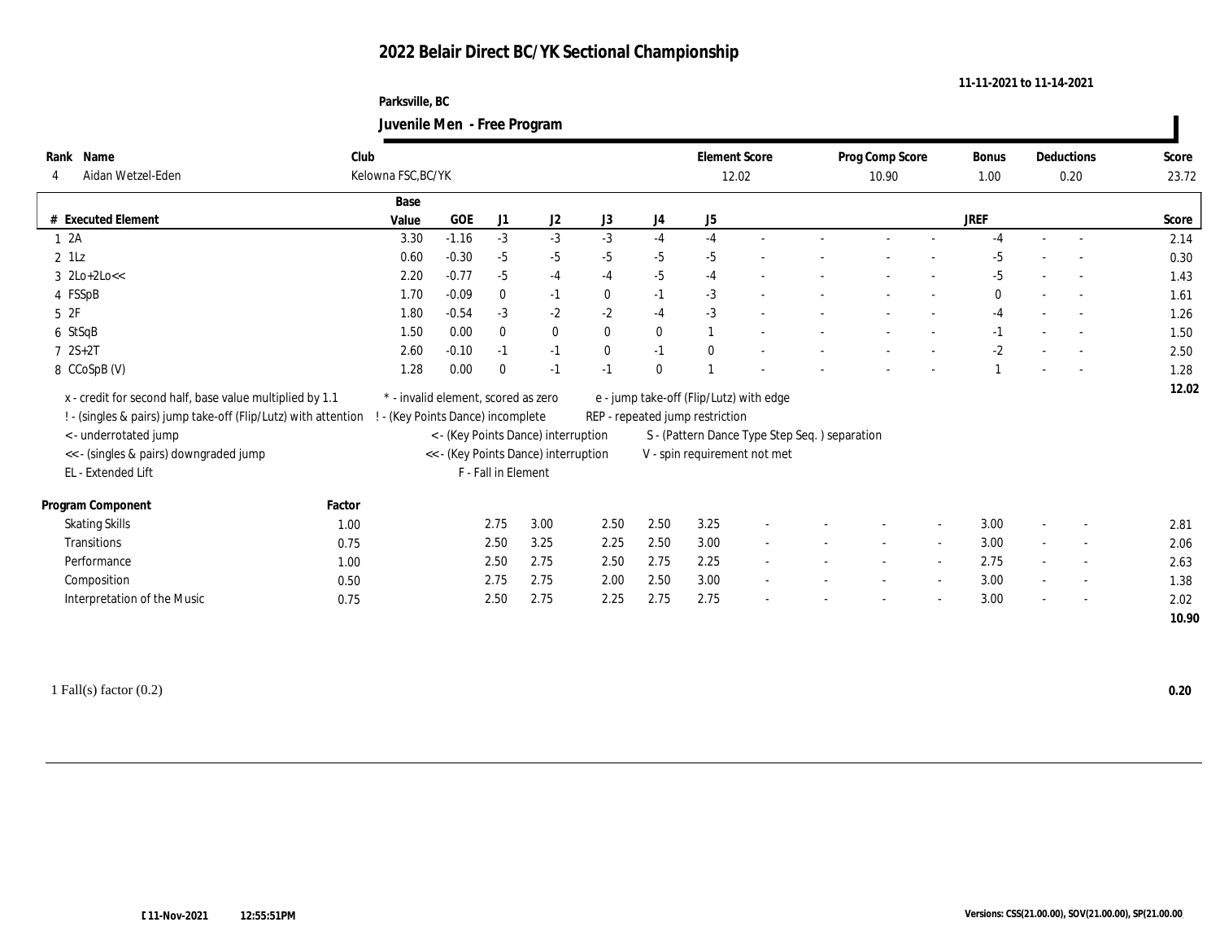# 2022 Belair Direct BC/YK Sectional Championship

11-11-2021 to 11-14-2021

Parksville, BC

**Juvenile Men - Free Program**

| Rank | Name | Club | Element Score | Prog Comp Score | Bonus | Deductions | Score |
|---|---|---|---|---|---|---|---|
| 4 | Aidan Wetzel-Eden | Kelowna FSC,BC/YK | 12.02 | 10.90 | 1.00 | 0.20 | 23.72 |

| # | Executed Element | Base Value | GOE | J1 | J2 | J3 | J4 | J5 | | | | | | JREF | | | Score |
|---|---|---|---|---|---|---|---|---|---|---|---|---|---|---|---|---|---|
| 1 | 2A | 3.30 | -1.16 | -3 | -3 | -3 | -4 | -4 | - | - | - | - | - | -4 | - | - | 2.14 |
| 2 | 1Lz | 0.60 | -0.30 | -5 | -5 | -5 | -5 | -5 | - | - | - | - | - | -5 | - | - | 0.30 |
| 3 | 2Lo+2Lo<< | 2.20 | -0.77 | -5 | -4 | -4 | -5 | -4 | - | - | - | - | - | -5 | - | - | 1.43 |
| 4 | FSSpB | 1.70 | -0.09 | 0 | -1 | 0 | -1 | -3 | - | - | - | - | - | 0 | - | - | 1.61 |
| 5 | 2F | 1.80 | -0.54 | -3 | -2 | -2 | -4 | -3 | - | - | - | - | - | -4 | - | - | 1.26 |
| 6 | StSqB | 1.50 | 0.00 | 0 | 0 | 0 | 0 | 1 | - | - | - | - | - | -1 | - | - | 1.50 |
| 7 | 2S+2T | 2.60 | -0.10 | -1 | -1 | 0 | -1 | 0 | - | - | - | - | - | -2 | - | - | 2.50 |
| 8 | CCoSpB (V) | 1.28 | 0.00 | 0 | -1 | -1 | 0 | 1 | - | - | - | - | - | 1 | - | - | 1.28 |
| | | | | | | | | | | | | | | | | | 12.02 |

x - credit for second half, base value multiplied by 1.1
! - (singles & pairs) jump take-off (Flip/Lutz) with attention
< - underrotated jump
<< - (singles & pairs) downgraded jump
EL - Extended Lift
* - invalid element, scored as zero
! - (Key Points Dance) incomplete
< - (Key Points Dance) interruption
<< - (Key Points Dance) interruption
F - Fall in Element
e - jump take-off (Flip/Lutz) with edge
REP - repeated jump restriction
S - (Pattern Dance Type Step Seq. ) separation
V - spin requirement not met

| Program Component | Factor | J1 | J2 | J3 | J4 | J5 | | | | | | JREF | | | Score |
|---|---|---|---|---|---|---|---|---|---|---|---|---|---|---|---|
| Skating Skills | 1.00 | 2.75 | 3.00 | 2.50 | 2.50 | 3.25 | - | - | - | - | - | 3.00 | - | - | 2.81 |
| Transitions | 0.75 | 2.50 | 3.25 | 2.25 | 2.50 | 3.00 | - | - | - | - | - | 3.00 | - | - | 2.06 |
| Performance | 1.00 | 2.50 | 2.75 | 2.50 | 2.75 | 2.25 | - | - | - | - | - | 2.75 | - | - | 2.63 |
| Composition | 0.50 | 2.75 | 2.75 | 2.00 | 2.50 | 3.00 | - | - | - | - | - | 3.00 | - | - | 1.38 |
| Interpretation of the Music | 0.75 | 2.50 | 2.75 | 2.25 | 2.75 | 2.75 | - | - | - | - | - | 3.00 | - | - | 2.02 |
| | | | | | | | | | | | | | | | 10.90 |

1 Fall(s) factor (0.2) **0.20**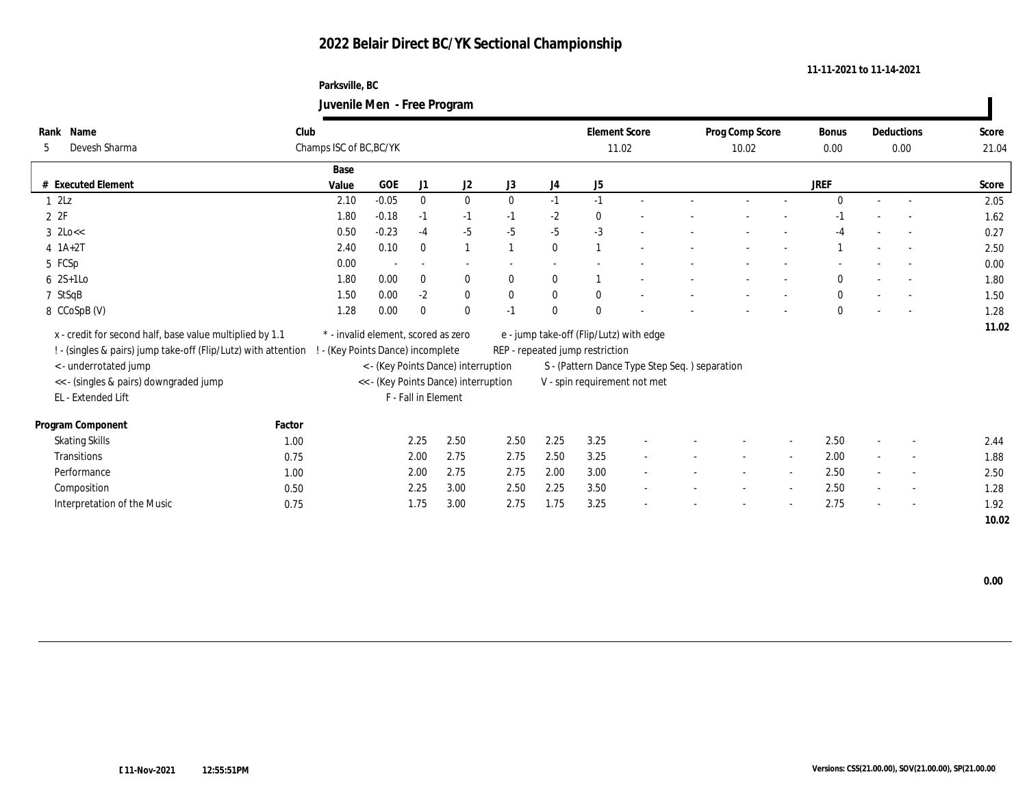# 2022 Belair Direct BC/YK Sectional Championship

11-11-2021 to 11-14-2021

Parksville, BC

## Juvenile Men - Free Program

| Rank | Name | Club | Element Score | Prog Comp Score | Bonus | Deductions | Score |
|---|---|---|---|---|---|---|---|
| 5 | Devesh Sharma | Champs ISC of BC,BC/YK | 11.02 | 10.02 | 0.00 | 0.00 | 21.04 |

| # | Executed Element | Base Value | GOE | J1 | J2 | J3 | J4 | J5 | | | | | | JREF | | | Score |
|---|---|---|---|---|---|---|---|---|---|---|---|---|---|---|---|---|---|
| 1 | 2Lz | 2.10 | -0.05 | 0 | 0 | 0 | -1 | -1 | - | - | - | - | - | 0 | - | - | 2.05 |
| 2 | 2F | 1.80 | -0.18 | -1 | -1 | -1 | -2 | 0 | - | - | - | - | - | -1 | - | - | 1.62 |
| 3 | 2Lo<< | 0.50 | -0.23 | -4 | -5 | -5 | -5 | -3 | - | - | - | - | - | -4 | - | - | 0.27 |
| 4 | 1A+2T | 2.40 | 0.10 | 0 | 1 | 1 | 0 | 1 | - | - | - | - | - | 1 | - | - | 2.50 |
| 5 | FCSp | 0.00 | - | - | - | - | - | - | - | - | - | - | - | - | - | - | 0.00 |
| 6 | 2S+1Lo | 1.80 | 0.00 | 0 | 0 | 0 | 0 | 1 | - | - | - | - | - | 0 | - | - | 1.80 |
| 7 | StSqB | 1.50 | 0.00 | -2 | 0 | 0 | 0 | 0 | - | - | - | - | - | 0 | - | - | 1.50 |
| 8 | CCoSpB (V) | 1.28 | 0.00 | 0 | 0 | -1 | 0 | 0 | - | - | - | - | - | 0 | - | - | 1.28 |
| | | | | | | | | | | | | | | | | | 11.02 |

x - credit for second half, base value multiplied by 1.1
! - (singles & pairs) jump take-off (Flip/Lutz) with attention
< - underrotated jump
<< - (singles & pairs) downgraded jump
EL - Extended Lift
* - invalid element, scored as zero
! - (Key Points Dance) incomplete
< - (Key Points Dance) interruption
<< - (Key Points Dance) interruption
F - Fall in Element
e - jump take-off (Flip/Lutz) with edge
REP - repeated jump restriction
S - (Pattern Dance Type Step Seq. ) separation
V - spin requirement not met

| Program Component | Factor | J1 | J2 | J3 | J4 | J5 | | | | | | JREF | | | Score |
|---|---|---|---|---|---|---|---|---|---|---|---|---|---|---|---|
| Skating Skills | 1.00 | 2.25 | 2.50 | 2.50 | 2.25 | 3.25 | - | - | - | - | - | 2.50 | - | - | 2.44 |
| Transitions | 0.75 | 2.00 | 2.75 | 2.75 | 2.50 | 3.25 | - | - | - | - | - | 2.00 | - | - | 1.88 |
| Performance | 1.00 | 2.00 | 2.75 | 2.75 | 2.00 | 3.00 | - | - | - | - | - | 2.50 | - | - | 2.50 |
| Composition | 0.50 | 2.25 | 3.00 | 2.50 | 2.25 | 3.50 | - | - | - | - | - | 2.50 | - | - | 1.28 |
| Interpretation of the Music | 0.75 | 1.75 | 3.00 | 2.75 | 1.75 | 3.25 | - | - | - | - | - | 2.75 | - | - | 1.92 |
| | | | | | | | | | | | | | | | 10.02 |

0.00

[ 11-Nov-2021 12:55:51PM

Versions: CSS(21.00.00), SOV(21.00.00), SP(21.00.00)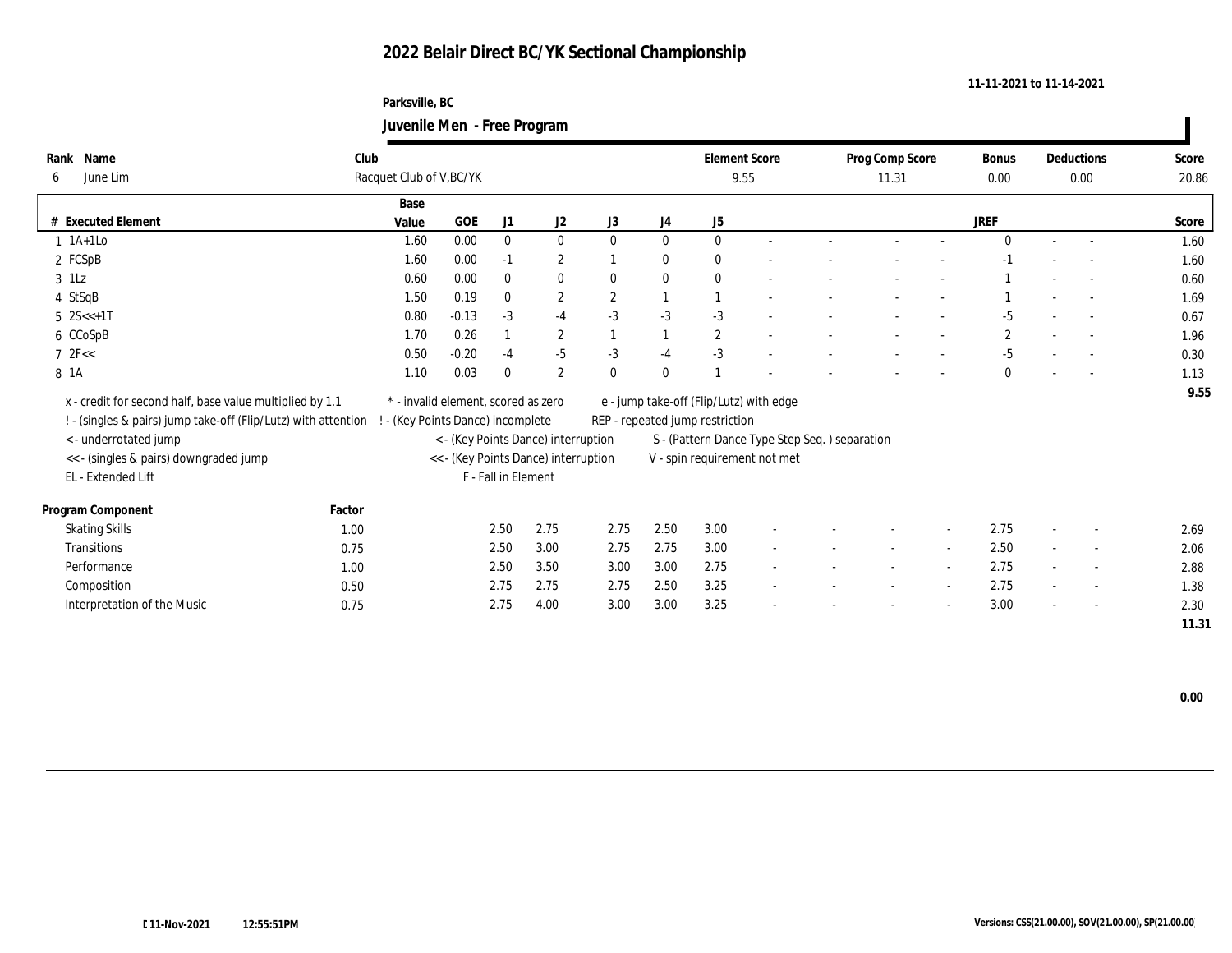# 2022 Belair Direct BC/YK Sectional Championship

11-11-2021 to 11-14-2021

Parksville, BC

## Juvenile Men - Free Program

| Rank | Name | Club | Element Score | Prog Comp Score | Bonus | Deductions | Score |
|---|---|---|---|---|---|---|---|
| 6 | June Lim | Racquet Club of V,BC/YK | 9.55 | 11.31 | 0.00 | 0.00 | 20.86 |

| # | Executed Element | Base Value | GOE | J1 | J2 | J3 | J4 | J5 | | | | | | JREF | | | Score |
|---|---|---|---|---|---|---|---|---|---|---|---|---|---|---|---|---|---|
| 1 | 1A+1Lo | 1.60 | 0.00 | 0 | 0 | 0 | 0 | 0 | - | - | - | - | - | 0 | - | - | 1.60 |
| 2 | FCSpB | 1.60 | 0.00 | -1 | 2 | 1 | 0 | 0 | - | - | - | - | - | -1 | - | - | 1.60 |
| 3 | 1Lz | 0.60 | 0.00 | 0 | 0 | 0 | 0 | 0 | - | - | - | - | - | 1 | - | - | 0.60 |
| 4 | StSqB | 1.50 | 0.19 | 0 | 2 | 2 | 1 | 1 | - | - | - | - | - | 1 | - | - | 1.69 |
| 5 | 2S<<+1T | 0.80 | -0.13 | -3 | -4 | -3 | -3 | -3 | - | - | - | - | - | -5 | - | - | 0.67 |
| 6 | CCoSpB | 1.70 | 0.26 | 1 | 2 | 1 | 1 | 2 | - | - | - | - | - | 2 | - | - | 1.96 |
| 7 | 2F<< | 0.50 | -0.20 | -4 | -5 | -3 | -4 | -3 | - | - | - | - | - | -5 | - | - | 0.30 |
| 8 | 1A | 1.10 | 0.03 | 0 | 2 | 0 | 0 | 1 | - | - | - | - | - | 0 | - | - | 1.13 |
| | | | | | | | | | | | | | | | | | 9.55 |

x - credit for second half, base value multiplied by 1.1
! - (singles & pairs) jump take-off (Flip/Lutz) with attention
< - underrotated jump
<< - (singles & pairs) downgraded jump
EL - Extended Lift
* - invalid element, scored as zero
! - (Key Points Dance) incomplete
< - (Key Points Dance) interruption
<< - (Key Points Dance) interruption
F - Fall in Element
e - jump take-off (Flip/Lutz) with edge
REP - repeated jump restriction
S - (Pattern Dance Type Step Seq. ) separation
V - spin requirement not met

| Program Component | Factor | J1 | J2 | J3 | J4 | J5 | | | | | | JREF | | | Score |
|---|---|---|---|---|---|---|---|---|---|---|---|---|---|---|---|
| Skating Skills | 1.00 | 2.50 | 2.75 | 2.75 | 2.50 | 3.00 | - | - | - | - | - | 2.75 | - | - | 2.69 |
| Transitions | 0.75 | 2.50 | 3.00 | 2.75 | 2.75 | 3.00 | - | - | - | - | - | 2.50 | - | - | 2.06 |
| Performance | 1.00 | 2.50 | 3.50 | 3.00 | 3.00 | 2.75 | - | - | - | - | - | 2.75 | - | - | 2.88 |
| Composition | 0.50 | 2.75 | 2.75 | 2.75 | 2.50 | 3.25 | - | - | - | - | - | 2.75 | - | - | 1.38 |
| Interpretation of the Music | 0.75 | 2.75 | 4.00 | 3.00 | 3.00 | 3.25 | - | - | - | - | - | 3.00 | - | - | 2.30 |
| | | | | | | | | | | | | | | | 11.31 |

0.00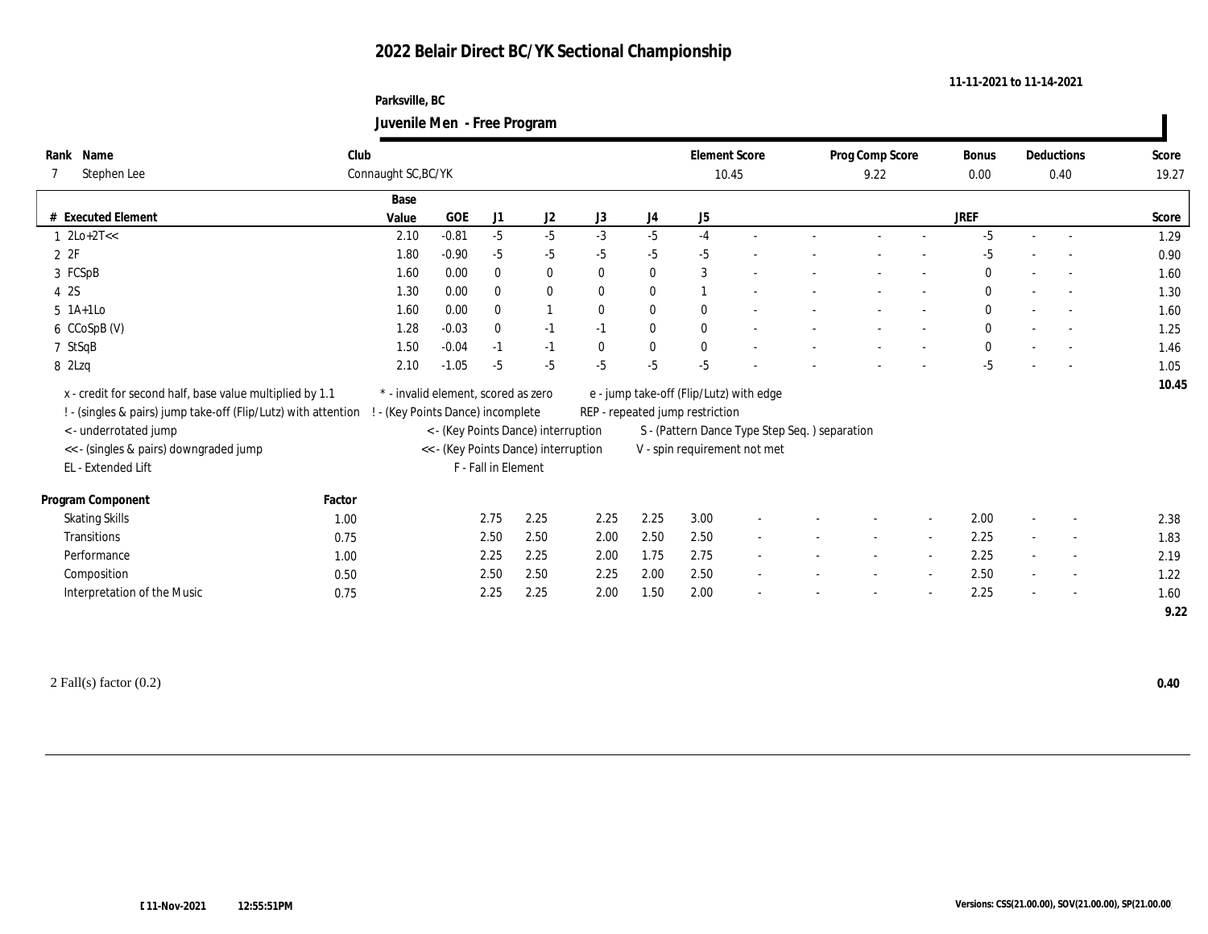# 2022 Belair Direct BC/YK Sectional Championship

11-11-2021 to 11-14-2021

Parksville, BC

**Juvenile Men - Free Program**

| Rank | Name | Club | Element Score | Prog Comp Score | Bonus | Deductions | Score |
|---|---|---|---|---|---|---|---|
| 7 | Stephen Lee | Connaught SC,BC/YK | 10.45 | 9.22 | 0.00 | 0.40 | 19.27 |

| # | Executed Element | Base Value | GOE | J1 | J2 | J3 | J4 | J5 | | | | | | JREF | | | Score |
|---|---|---|---|---|---|---|---|---|---|---|---|---|---|---|---|---|---|
| 1 | 2Lo+2T<< | 2.10 | -0.81 | -5 | -5 | -3 | -5 | -4 | - | - | - | - | - | -5 | - | - | 1.29 |
| 2 | 2F | 1.80 | -0.90 | -5 | -5 | -5 | -5 | -5 | - | - | - | - | - | -5 | - | - | 0.90 |
| 3 | FCSpB | 1.60 | 0.00 | 0 | 0 | 0 | 0 | 3 | - | - | - | - | - | 0 | - | - | 1.60 |
| 4 | 2S | 1.30 | 0.00 | 0 | 0 | 0 | 0 | 1 | - | - | - | - | - | 0 | - | - | 1.30 |
| 5 | 1A+1Lo | 1.60 | 0.00 | 0 | 1 | 0 | 0 | 0 | - | - | - | - | - | 0 | - | - | 1.60 |
| 6 | CCoSpB (V) | 1.28 | -0.03 | 0 | -1 | -1 | 0 | 0 | - | - | - | - | - | 0 | - | - | 1.25 |
| 7 | StSqB | 1.50 | -0.04 | -1 | -1 | 0 | 0 | 0 | - | - | - | - | - | 0 | - | - | 1.46 |
| 8 | 2Lzq | 2.10 | -1.05 | -5 | -5 | -5 | -5 | -5 | - | - | - | - | - | -5 | - | - | 1.05 |
| | | | | | | | | | | | | | | | | | 10.45 |

x - credit for second half, base value multiplied by 1.1
! - (singles & pairs) jump take-off (Flip/Lutz) with attention
< - underrotated jump
<< - (singles & pairs) downgraded jump
EL - Extended Lift
\* - invalid element, scored as zero
! - (Key Points Dance) incomplete
< - (Key Points Dance) interruption
<< - (Key Points Dance) interruption
F - Fall in Element
e - jump take-off (Flip/Lutz) with edge
REP - repeated jump restriction
S - (Pattern Dance Type Step Seq. ) separation
V - spin requirement not met

| Program Component | Factor | J1 | J2 | J3 | J4 | J5 | | | | | | JREF | | | Score |
|---|---|---|---|---|---|---|---|---|---|---|---|---|---|---|---|
| Skating Skills | 1.00 | 2.75 | 2.25 | 2.25 | 2.25 | 3.00 | - | - | - | - | - | 2.00 | - | - | 2.38 |
| Transitions | 0.75 | 2.50 | 2.50 | 2.00 | 2.50 | 2.50 | - | - | - | - | - | 2.25 | - | - | 1.83 |
| Performance | 1.00 | 2.25 | 2.25 | 2.00 | 1.75 | 2.75 | - | - | - | - | - | 2.25 | - | - | 2.19 |
| Composition | 0.50 | 2.50 | 2.50 | 2.25 | 2.00 | 2.50 | - | - | - | - | - | 2.50 | - | - | 1.22 |
| Interpretation of the Music | 0.75 | 2.25 | 2.25 | 2.00 | 1.50 | 2.00 | - | - | - | - | - | 2.25 | - | - | 1.60 |
| | | | | | | | | | | | | | | | 9.22 |

2 Fall(s) factor (0.2) **0.40**

11-Nov-2021 12:55:51PM

Versions: CSS(21.00.00), SOV(21.00.00), SP(21.00.00)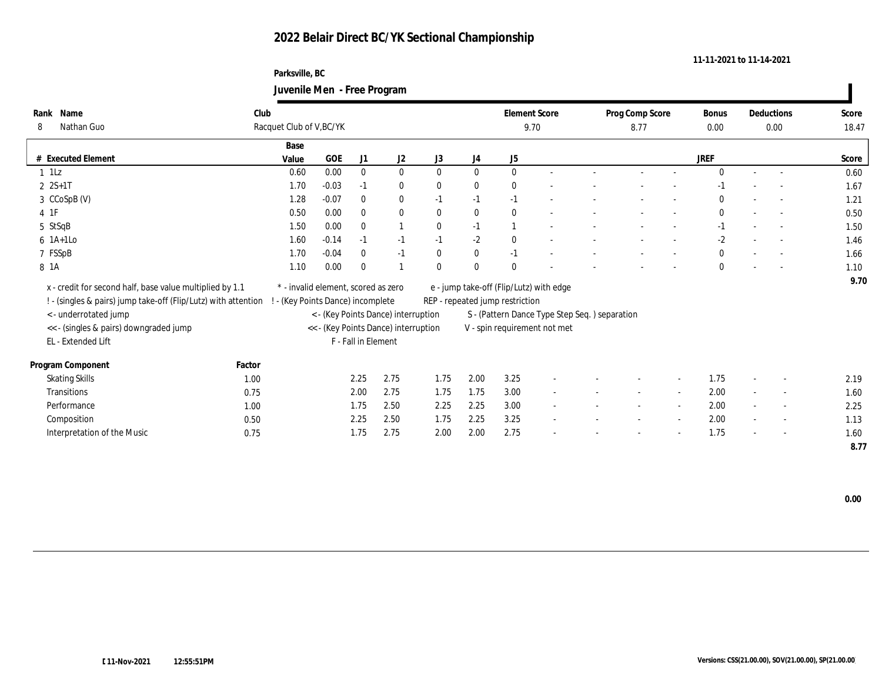# 2022 Belair Direct BC/YK Sectional Championship

11-11-2021 to 11-14-2021

Parksville, BC

## Juvenile Men - Free Program

| Rank | Name | Club | Element Score | Prog Comp Score | Bonus | Deductions | Score |
|---|---|---|---|---|---|---|---|
| 8 | Nathan Guo | Racquet Club of V,BC/YK | 9.70 | 8.77 | 0.00 | 0.00 | 18.47 |

| # | Executed Element | Base Value | GOE | J1 | J2 | J3 | J4 | J5 | | | | | | JREF | | | Score |
|---|---|---|---|---|---|---|---|---|---|---|---|---|---|---|---|---|---|
| 1 | 1Lz | 0.60 | 0.00 | 0 | 0 | 0 | 0 | 0 | - | - | - | - | - | 0 | - | - | 0.60 |
| 2 | 2S+1T | 1.70 | -0.03 | -1 | 0 | 0 | 0 | 0 | - | - | - | - | - | -1 | - | - | 1.67 |
| 3 | CCoSpB (V) | 1.28 | -0.07 | 0 | 0 | -1 | -1 | -1 | - | - | - | - | - | 0 | - | - | 1.21 |
| 4 | 1F | 0.50 | 0.00 | 0 | 0 | 0 | 0 | 0 | - | - | - | - | - | 0 | - | - | 0.50 |
| 5 | StSqB | 1.50 | 0.00 | 0 | 1 | 0 | -1 | 1 | - | - | - | - | - | -1 | - | - | 1.50 |
| 6 | 1A+1Lo | 1.60 | -0.14 | -1 | -1 | -1 | -2 | 0 | - | - | - | - | - | -2 | - | - | 1.46 |
| 7 | FSSpB | 1.70 | -0.04 | 0 | -1 | 0 | 0 | -1 | - | - | - | - | - | 0 | - | - | 1.66 |
| 8 | 1A | 1.10 | 0.00 | 0 | 1 | 0 | 0 | 0 | - | - | - | - | - | 0 | - | - | 1.10 |
| | | | | | | | | | | | | | | | | | 9.70 |

x - credit for second half, base value multiplied by 1.1
! - (singles & pairs) jump take-off (Flip/Lutz) with attention
< - underrotated jump
<< - (singles & pairs) downgraded jump
EL - Extended Lift
\* - invalid element, scored as zero
! - (Key Points Dance) incomplete
< - (Key Points Dance) interruption
<< - (Key Points Dance) interruption
F - Fall in Element
e - jump take-off (Flip/Lutz) with edge
REP - repeated jump restriction
S - (Pattern Dance Type Step Seq. ) separation
V - spin requirement not met

| Program Component | Factor | J1 | J2 | J3 | J4 | J5 | | | | | | JREF | | | Score |
|---|---|---|---|---|---|---|---|---|---|---|---|---|---|---|---|
| Skating Skills | 1.00 | 2.25 | 2.75 | 1.75 | 2.00 | 3.25 | - | - | - | - | - | 1.75 | - | - | 2.19 |
| Transitions | 0.75 | 2.00 | 2.75 | 1.75 | 1.75 | 3.00 | - | - | - | - | - | 2.00 | - | - | 1.60 |
| Performance | 1.00 | 1.75 | 2.50 | 2.25 | 2.25 | 3.00 | - | - | - | - | - | 2.00 | - | - | 2.25 |
| Composition | 0.50 | 2.25 | 2.50 | 1.75 | 2.25 | 3.25 | - | - | - | - | - | 2.00 | - | - | 1.13 |
| Interpretation of the Music | 0.75 | 1.75 | 2.75 | 2.00 | 2.00 | 2.75 | - | - | - | - | - | 1.75 | - | - | 1.60 |
| | | | | | | | | | | | | | | | 8.77 |

0.00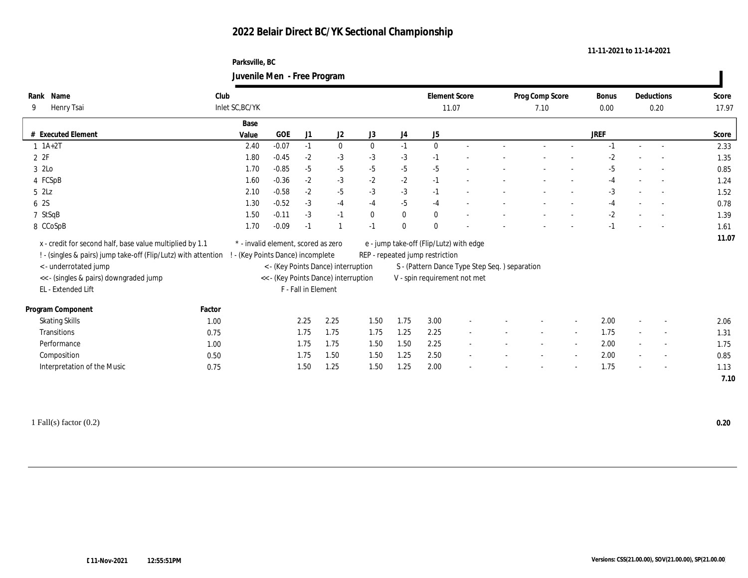# 2022 Belair Direct BC/YK Sectional Championship

11-11-2021 to 11-14-2021

Parksville, BC

## Juvenile Men - Free Program

| Rank | Name | Club | Element Score | Prog Comp Score | Bonus | Deductions | Score |
|---|---|---|---|---|---|---|---|
| 9 | Henry Tsai | Inlet SC,BC/YK | 11.07 | 7.10 | 0.00 | 0.20 | 17.97 |

| # | Executed Element | Base Value | GOE | J1 | J2 | J3 | J4 | J5 | | | | | | JREF | | | Score |
|---|---|---|---|---|---|---|---|---|---|---|---|---|---|---|---|---|---|
| 1 | 1A+2T | 2.40 | -0.07 | -1 | 0 | 0 | -1 | 0 | - | - | - | - | - | -1 | - | - | 2.33 |
| 2 | 2F | 1.80 | -0.45 | -2 | -3 | -3 | -3 | -1 | - | - | - | - | - | -2 | - | - | 1.35 |
| 3 | 2Lo | 1.70 | -0.85 | -5 | -5 | -5 | -5 | -5 | - | - | - | - | - | -5 | - | - | 0.85 |
| 4 | FCSpB | 1.60 | -0.36 | -2 | -3 | -2 | -2 | -1 | - | - | - | - | - | -4 | - | - | 1.24 |
| 5 | 2Lz | 2.10 | -0.58 | -2 | -5 | -3 | -3 | -1 | - | - | - | - | - | -3 | - | - | 1.52 |
| 6 | 2S | 1.30 | -0.52 | -3 | -4 | -4 | -5 | -4 | - | - | - | - | - | -4 | - | - | 0.78 |
| 7 | StSqB | 1.50 | -0.11 | -3 | -1 | 0 | 0 | 0 | - | - | - | - | - | -2 | - | - | 1.39 |
| 8 | CCoSpB | 1.70 | -0.09 | -1 | 1 | -1 | 0 | 0 | - | - | - | - | - | -1 | - | - | 1.61 |
| | | | | | | | | | | | | | | | | | 11.07 |

x - credit for second half, base value multiplied by 1.1
! - (singles & pairs) jump take-off (Flip/Lutz) with attention
< - underrotated jump
<< - (singles & pairs) downgraded jump
EL - Extended Lift
* - invalid element, scored as zero
! - (Key Points Dance) incomplete
< - (Key Points Dance) interruption
<< - (Key Points Dance) interruption
F - Fall in Element
e - jump take-off (Flip/Lutz) with edge
REP - repeated jump restriction
S - (Pattern Dance Type Step Seq. ) separation
V - spin requirement not met

| Program Component | Factor | J1 | J2 | J3 | J4 | J5 | | | | | | JREF | | | Score |
|---|---|---|---|---|---|---|---|---|---|---|---|---|---|---|---|
| Skating Skills | 1.00 | 2.25 | 2.25 | 1.50 | 1.75 | 3.00 | - | - | - | - | - | 2.00 | - | - | 2.06 |
| Transitions | 0.75 | 1.75 | 1.75 | 1.75 | 1.25 | 2.25 | - | - | - | - | - | 1.75 | - | - | 1.31 |
| Performance | 1.00 | 1.75 | 1.75 | 1.50 | 1.50 | 2.25 | - | - | - | - | - | 2.00 | - | - | 1.75 |
| Composition | 0.50 | 1.75 | 1.50 | 1.50 | 1.25 | 2.50 | - | - | - | - | - | 2.00 | - | - | 0.85 |
| Interpretation of the Music | 0.75 | 1.50 | 1.25 | 1.50 | 1.25 | 2.00 | - | - | - | - | - | 1.75 | - | - | 1.13 |
| | | | | | | | | | | | | | | | 7.10 |

1 Fall(s) factor (0.2) **0.20**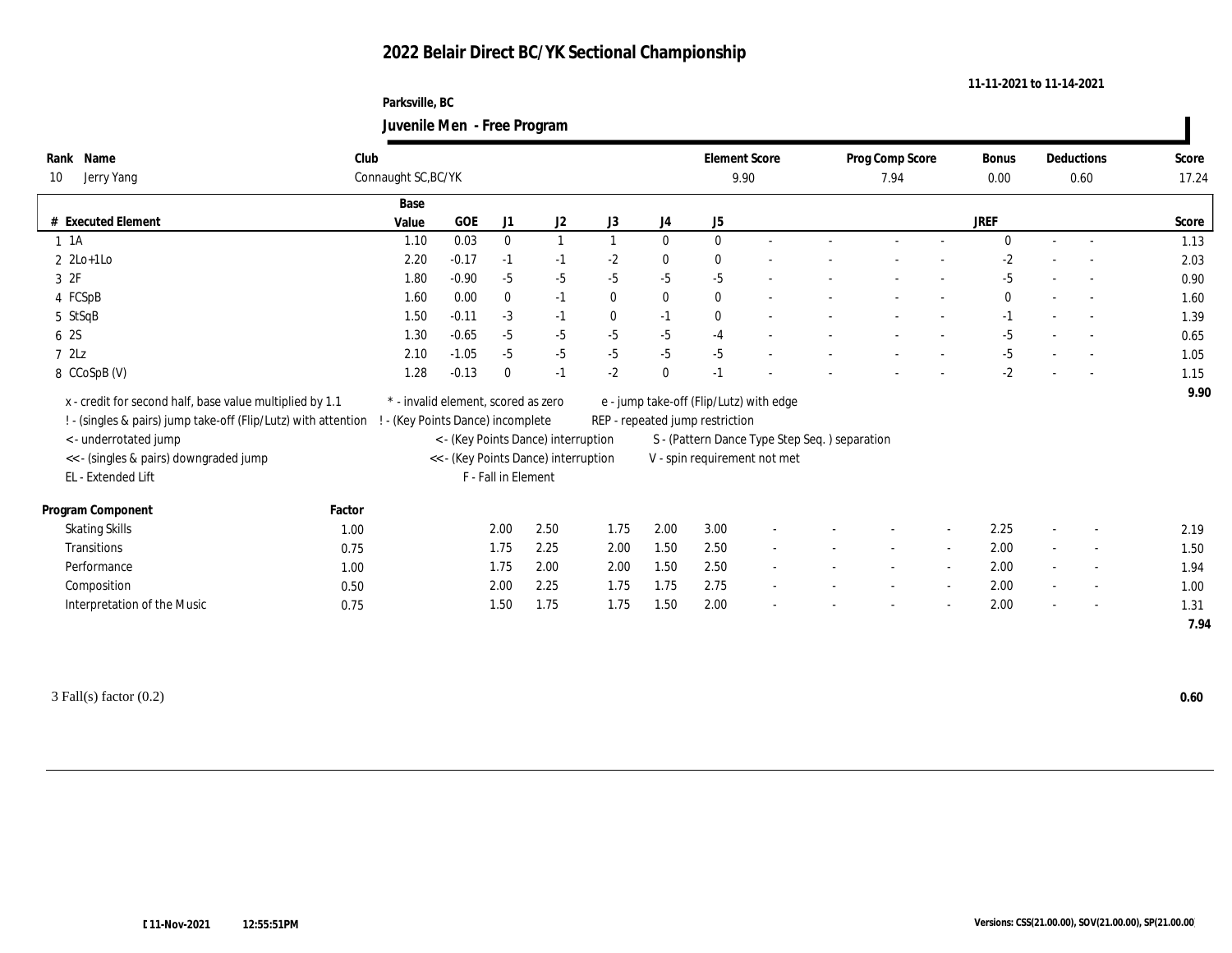# 2022 Belair Direct BC/YK Sectional Championship

11-11-2021 to 11-14-2021

**Parksville, BC**

**Juvenile Men - Free Program**

| Rank | Name | Club | Element Score | Prog Comp Score | Bonus | Deductions | Score |
|---|---|---|---|---|---|---|---|
| 10 | Jerry Yang | Connaught SC,BC/YK | 9.90 | 7.94 | 0.00 | 0.60 | 17.24 |

| # | Executed Element | Base Value | GOE | J1 | J2 | J3 | J4 | J5 | | | | | | JREF | | | Score |
|---|---|---|---|---|---|---|---|---|---|---|---|---|---|---|---|---|---|
| 1 | 1A | 1.10 | 0.03 | 0 | 1 | 1 | 0 | 0 | - | - | - | - | - | 0 | - | - | 1.13 |
| 2 | 2Lo+1Lo | 2.20 | -0.17 | -1 | -1 | -2 | 0 | 0 | - | - | - | - | - | -2 | - | - | 2.03 |
| 3 | 2F | 1.80 | -0.90 | -5 | -5 | -5 | -5 | -5 | - | - | - | - | - | -5 | - | - | 0.90 |
| 4 | FCSpB | 1.60 | 0.00 | 0 | -1 | 0 | 0 | 0 | - | - | - | - | - | 0 | - | - | 1.60 |
| 5 | StSqB | 1.50 | -0.11 | -3 | -1 | 0 | -1 | 0 | - | - | - | - | - | -1 | - | - | 1.39 |
| 6 | 2S | 1.30 | -0.65 | -5 | -5 | -5 | -5 | -4 | - | - | - | - | - | -5 | - | - | 0.65 |
| 7 | 2Lz | 2.10 | -1.05 | -5 | -5 | -5 | -5 | -5 | - | - | - | - | - | -5 | - | - | 1.05 |
| 8 | CCoSpB (V) | 1.28 | -0.13 | 0 | -1 | -2 | 0 | -1 | - | - | - | - | - | -2 | - | - | 1.15 |
| | | | | | | | | | | | | | | | | | 9.90 |

x - credit for second half, base value multiplied by 1.1
! - (singles & pairs) jump take-off (Flip/Lutz) with attention
< - underrotated jump
<< - (singles & pairs) downgraded jump
EL - Extended Lift
* - invalid element, scored as zero
! - (Key Points Dance) incomplete
< - (Key Points Dance) interruption
<< - (Key Points Dance) interruption
F - Fall in Element
e - jump take-off (Flip/Lutz) with edge
REP - repeated jump restriction
S - (Pattern Dance Type Step Seq. ) separation
V - spin requirement not met

| Program Component | Factor | J1 | J2 | J3 | J4 | J5 | | | | | | JREF | | | Score |
|---|---|---|---|---|---|---|---|---|---|---|---|---|---|---|---|
| Skating Skills | 1.00 | 2.00 | 2.50 | 1.75 | 2.00 | 3.00 | - | - | - | - | - | 2.25 | - | - | 2.19 |
| Transitions | 0.75 | 1.75 | 2.25 | 2.00 | 1.50 | 2.50 | - | - | - | - | - | 2.00 | - | - | 1.50 |
| Performance | 1.00 | 1.75 | 2.00 | 2.00 | 1.50 | 2.50 | - | - | - | - | - | 2.00 | - | - | 1.94 |
| Composition | 0.50 | 2.00 | 2.25 | 1.75 | 1.75 | 2.75 | - | - | - | - | - | 2.00 | - | - | 1.00 |
| Interpretation of the Music | 0.75 | 1.50 | 1.75 | 1.75 | 1.50 | 2.00 | - | - | - | - | - | 2.00 | - | - | 1.31 |
| | | | | | | | | | | | | | | | 7.94 |

3 Fall(s) factor (0.2) **0.60**